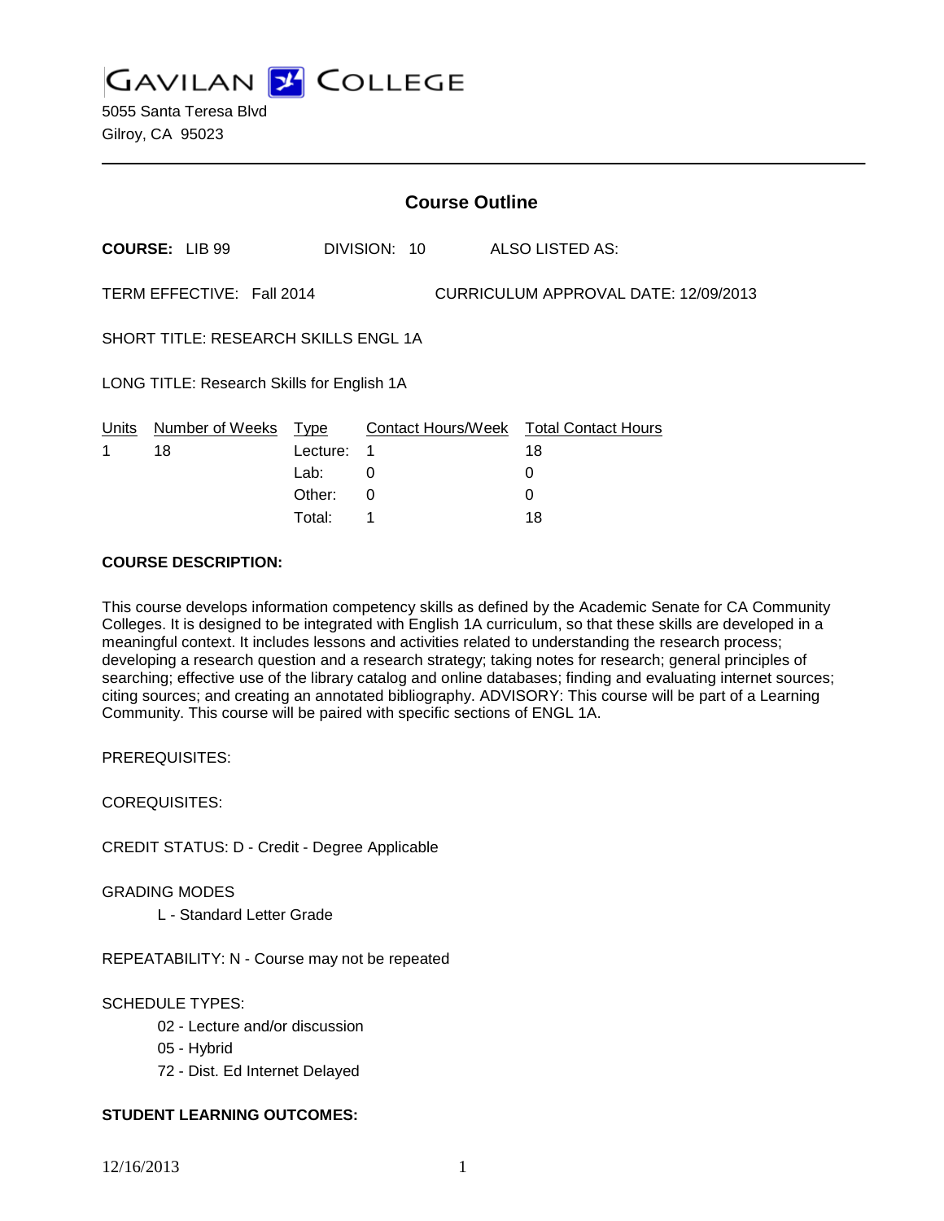# GAVILAN COLLEGE

5055 Santa Teresa Blvd
Gilroy, CA 95023

## Course Outline

**COURSE:** LIB 99 DIVISION: 10 ALSO LISTED AS:

TERM EFFECTIVE: Fall 2014 CURRICULUM APPROVAL DATE: 12/09/2013

SHORT TITLE: RESEARCH SKILLS ENGL 1A

LONG TITLE: Research Skills for English 1A

| Units | Number of Weeks | Type | Contact Hours/Week | Total Contact Hours |
|---|---|---|---|---|
| 1 | 18 | Lecture: | 1 | 18 |
| | | Lab: | 0 | 0 |
| | | Other: | 0 | 0 |
| | | Total: | 1 | 18 |

**COURSE DESCRIPTION:**

This course develops information competency skills as defined by the Academic Senate for CA Community Colleges. It is designed to be integrated with English 1A curriculum, so that these skills are developed in a meaningful context. It includes lessons and activities related to understanding the research process; developing a research question and a research strategy; taking notes for research; general principles of searching; effective use of the library catalog and online databases; finding and evaluating internet sources; citing sources; and creating an annotated bibliography. ADVISORY: This course will be part of a Learning Community. This course will be paired with specific sections of ENGL 1A.

PREREQUISITES:

COREQUISITES:

CREDIT STATUS: D - Credit - Degree Applicable

GRADING MODES

L - Standard Letter Grade

REPEATABILITY: N - Course may not be repeated

SCHEDULE TYPES:

02 - Lecture and/or discussion
05 - Hybrid
72 - Dist. Ed Internet Delayed

**STUDENT LEARNING OUTCOMES:**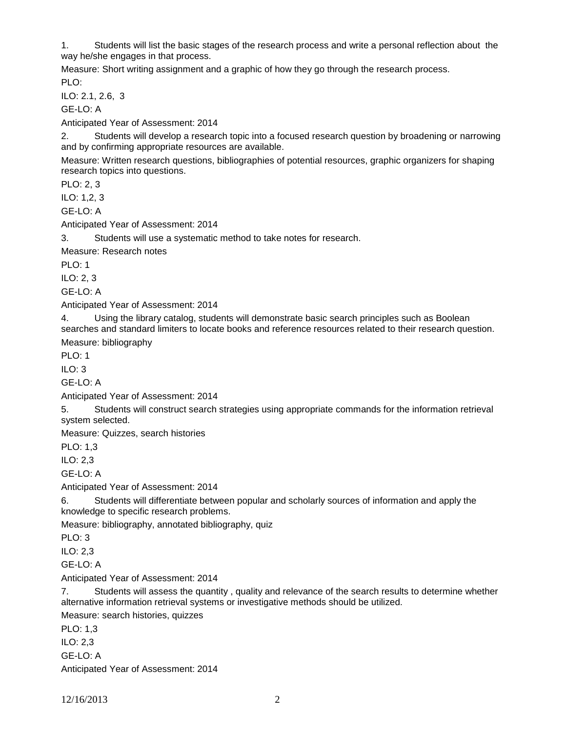1. Students will list the basic stages of the research process and write a personal reflection about the way he/she engages in that process.

Measure: Short writing assignment and a graphic of how they go through the research process.

PLO:

ILO: 2.1, 2.6, 3

GE-LO: A

Anticipated Year of Assessment: 2014

2. Students will develop a research topic into a focused research question by broadening or narrowing and by confirming appropriate resources are available.

Measure: Written research questions, bibliographies of potential resources, graphic organizers for shaping research topics into questions.

PLO: 2, 3

ILO: 1,2, 3

GE-LO: A

Anticipated Year of Assessment: 2014

3. Students will use a systematic method to take notes for research.

Measure: Research notes

PLO: 1

ILO: 2, 3

GE-LO: A

Anticipated Year of Assessment: 2014

4. Using the library catalog, students will demonstrate basic search principles such as Boolean searches and standard limiters to locate books and reference resources related to their research question.

Measure: bibliography

PLO: 1

ILO: 3

GE-LO: A

Anticipated Year of Assessment: 2014

5. Students will construct search strategies using appropriate commands for the information retrieval system selected.

Measure: Quizzes, search histories

PLO: 1,3

ILO: 2,3

GE-LO: A

Anticipated Year of Assessment: 2014

6. Students will differentiate between popular and scholarly sources of information and apply the knowledge to specific research problems.

Measure: bibliography, annotated bibliography, quiz

PLO: 3

ILO: 2,3

GE-LO: A

Anticipated Year of Assessment: 2014

7. Students will assess the quantity , quality and relevance of the search results to determine whether alternative information retrieval systems or investigative methods should be utilized.

Measure: search histories, quizzes

PLO: 1,3

ILO: 2,3

GE-LO: A

Anticipated Year of Assessment: 2014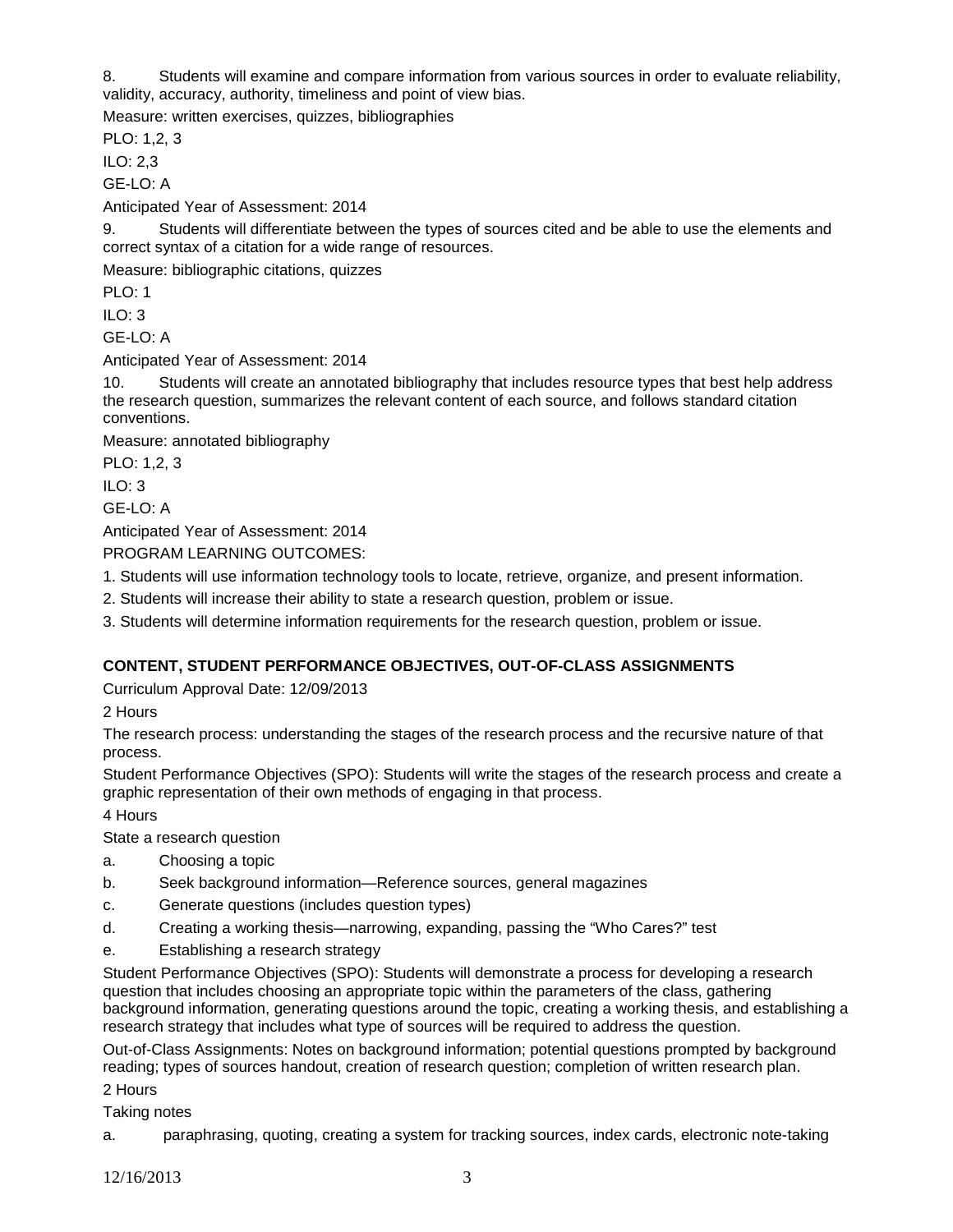8. Students will examine and compare information from various sources in order to evaluate reliability, validity, accuracy, authority, timeliness and point of view bias.

Measure: written exercises, quizzes, bibliographies

PLO: 1,2, 3

ILO: 2,3

GE-LO: A

Anticipated Year of Assessment: 2014

9. Students will differentiate between the types of sources cited and be able to use the elements and correct syntax of a citation for a wide range of resources.

Measure: bibliographic citations, quizzes

PLO: 1

ILO: 3

GE-LO: A

Anticipated Year of Assessment: 2014

10. Students will create an annotated bibliography that includes resource types that best help address the research question, summarizes the relevant content of each source, and follows standard citation conventions.

Measure: annotated bibliography

PLO: 1,2, 3

ILO: 3

GE-LO: A

Anticipated Year of Assessment: 2014

PROGRAM LEARNING OUTCOMES:

1. Students will use information technology tools to locate, retrieve, organize, and present information.
2. Students will increase their ability to state a research question, problem or issue.
3. Students will determine information requirements for the research question, problem or issue.

## CONTENT, STUDENT PERFORMANCE OBJECTIVES, OUT-OF-CLASS ASSIGNMENTS

Curriculum Approval Date: 12/09/2013

2 Hours

The research process: understanding the stages of the research process and the recursive nature of that process.

Student Performance Objectives (SPO): Students will write the stages of the research process and create a graphic representation of their own methods of engaging in that process.

4 Hours

State a research question

a. Choosing a topic
b. Seek background information—Reference sources, general magazines
c. Generate questions (includes question types)
d. Creating a working thesis—narrowing, expanding, passing the "Who Cares?" test
e. Establishing a research strategy

Student Performance Objectives (SPO): Students will demonstrate a process for developing a research question that includes choosing an appropriate topic within the parameters of the class, gathering background information, generating questions around the topic, creating a working thesis, and establishing a research strategy that includes what type of sources will be required to address the question.

Out-of-Class Assignments: Notes on background information; potential questions prompted by background reading; types of sources handout, creation of research question; completion of written research plan.

2 Hours

Taking notes

a. paraphrasing, quoting, creating a system for tracking sources, index cards, electronic note-taking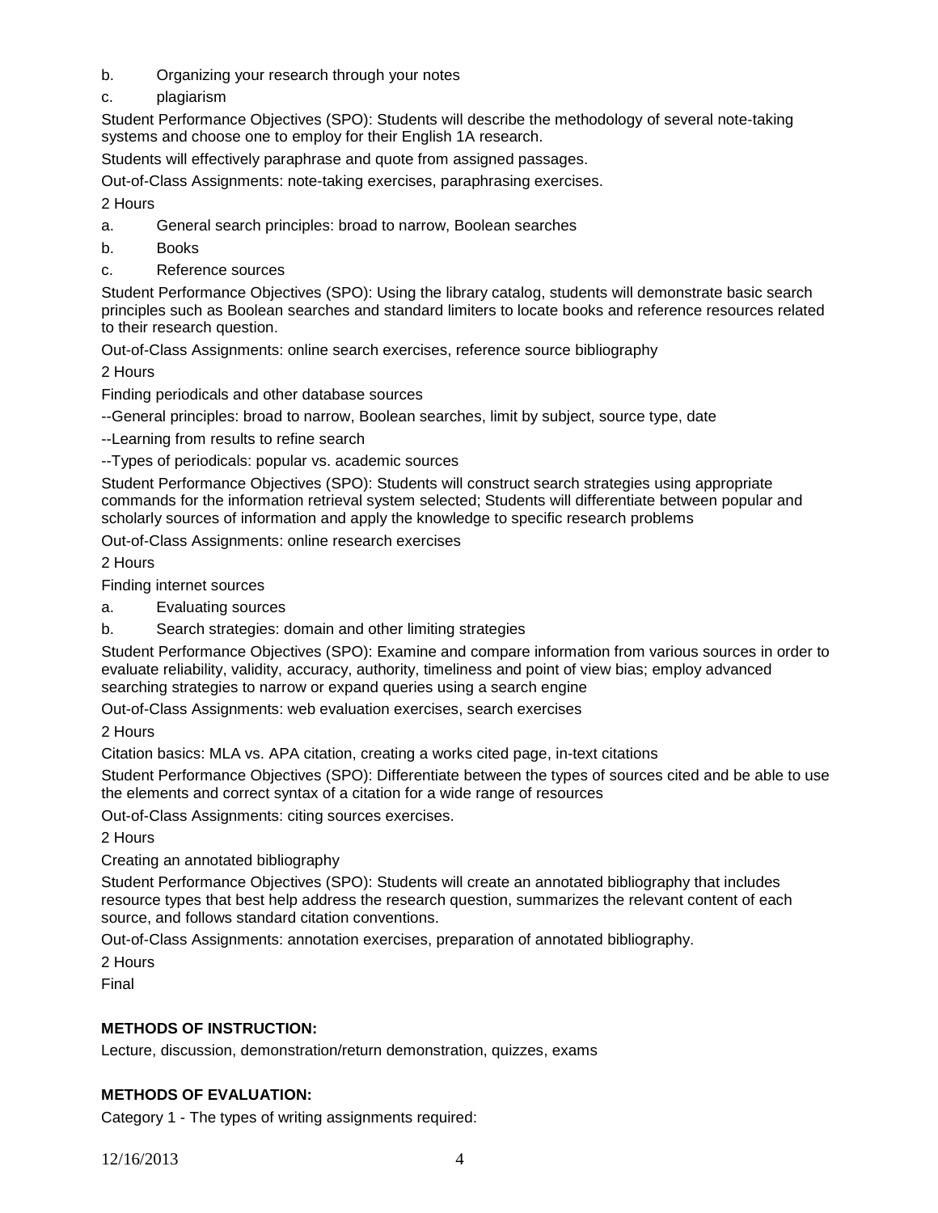b. Organizing your research through your notes

c. plagiarism

Student Performance Objectives (SPO): Students will describe the methodology of several note-taking systems and choose one to employ for their English 1A research.

Students will effectively paraphrase and quote from assigned passages.

Out-of-Class Assignments: note-taking exercises, paraphrasing exercises.

2 Hours

a. General search principles: broad to narrow, Boolean searches

b. Books

c. Reference sources

Student Performance Objectives (SPO): Using the library catalog, students will demonstrate basic search principles such as Boolean searches and standard limiters to locate books and reference resources related to their research question.

Out-of-Class Assignments: online search exercises, reference source bibliography

2 Hours

Finding periodicals and other database sources

--General principles: broad to narrow, Boolean searches, limit by subject, source type, date

--Learning from results to refine search

--Types of periodicals: popular vs. academic sources

Student Performance Objectives (SPO): Students will construct search strategies using appropriate commands for the information retrieval system selected; Students will differentiate between popular and scholarly sources of information and apply the knowledge to specific research problems

Out-of-Class Assignments: online research exercises

2 Hours

Finding internet sources

a. Evaluating sources

b. Search strategies: domain and other limiting strategies

Student Performance Objectives (SPO): Examine and compare information from various sources in order to evaluate reliability, validity, accuracy, authority, timeliness and point of view bias; employ advanced searching strategies to narrow or expand queries using a search engine

Out-of-Class Assignments: web evaluation exercises, search exercises

2 Hours

Citation basics: MLA vs. APA citation, creating a works cited page, in-text citations

Student Performance Objectives (SPO): Differentiate between the types of sources cited and be able to use the elements and correct syntax of a citation for a wide range of resources

Out-of-Class Assignments: citing sources exercises.

2 Hours

Creating an annotated bibliography

Student Performance Objectives (SPO): Students will create an annotated bibliography that includes resource types that best help address the research question, summarizes the relevant content of each source, and follows standard citation conventions.

Out-of-Class Assignments: annotation exercises, preparation of annotated bibliography.

2 Hours

Final

**METHODS OF INSTRUCTION:**

Lecture, discussion, demonstration/return demonstration, quizzes, exams

**METHODS OF EVALUATION:**

Category 1 - The types of writing assignments required: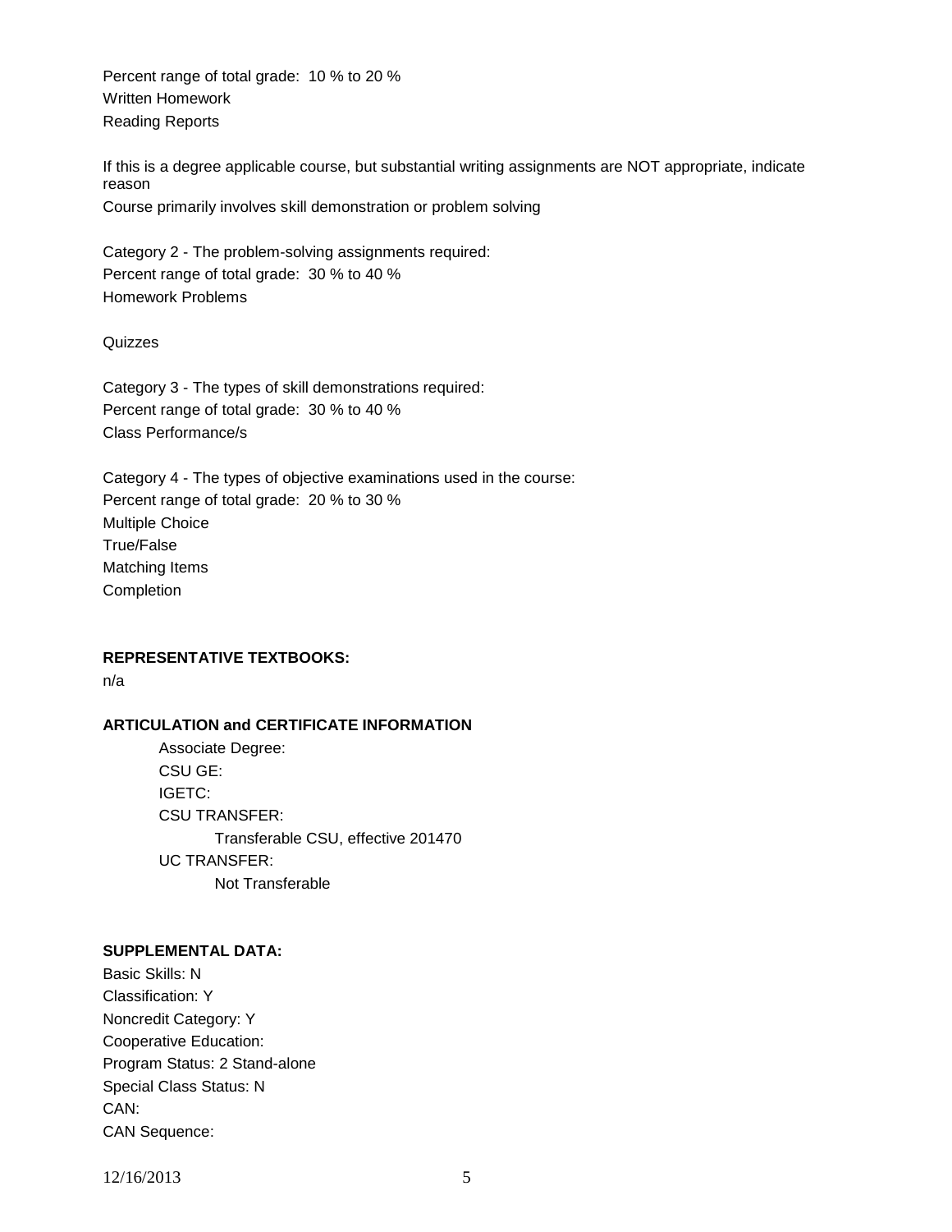Percent range of total grade: 10 % to 20 %
Written Homework
Reading Reports

If this is a degree applicable course, but substantial writing assignments are NOT appropriate, indicate reason
Course primarily involves skill demonstration or problem solving

Category 2 - The problem-solving assignments required:
Percent range of total grade: 30 % to 40 %
Homework Problems

Quizzes

Category 3 - The types of skill demonstrations required:
Percent range of total grade: 30 % to 40 %
Class Performance/s

Category 4 - The types of objective examinations used in the course:
Percent range of total grade: 20 % to 30 %
Multiple Choice
True/False
Matching Items
Completion

**REPRESENTATIVE TEXTBOOKS:**

n/a

**ARTICULATION and CERTIFICATE INFORMATION**

Associate Degree:
CSU GE:
IGETC:
CSU TRANSFER:
Transferable CSU, effective 201470
UC TRANSFER:
Not Transferable

**SUPPLEMENTAL DATA:**

Basic Skills: N
Classification: Y
Noncredit Category: Y
Cooperative Education:
Program Status: 2 Stand-alone
Special Class Status: N
CAN:
CAN Sequence:

12/16/2013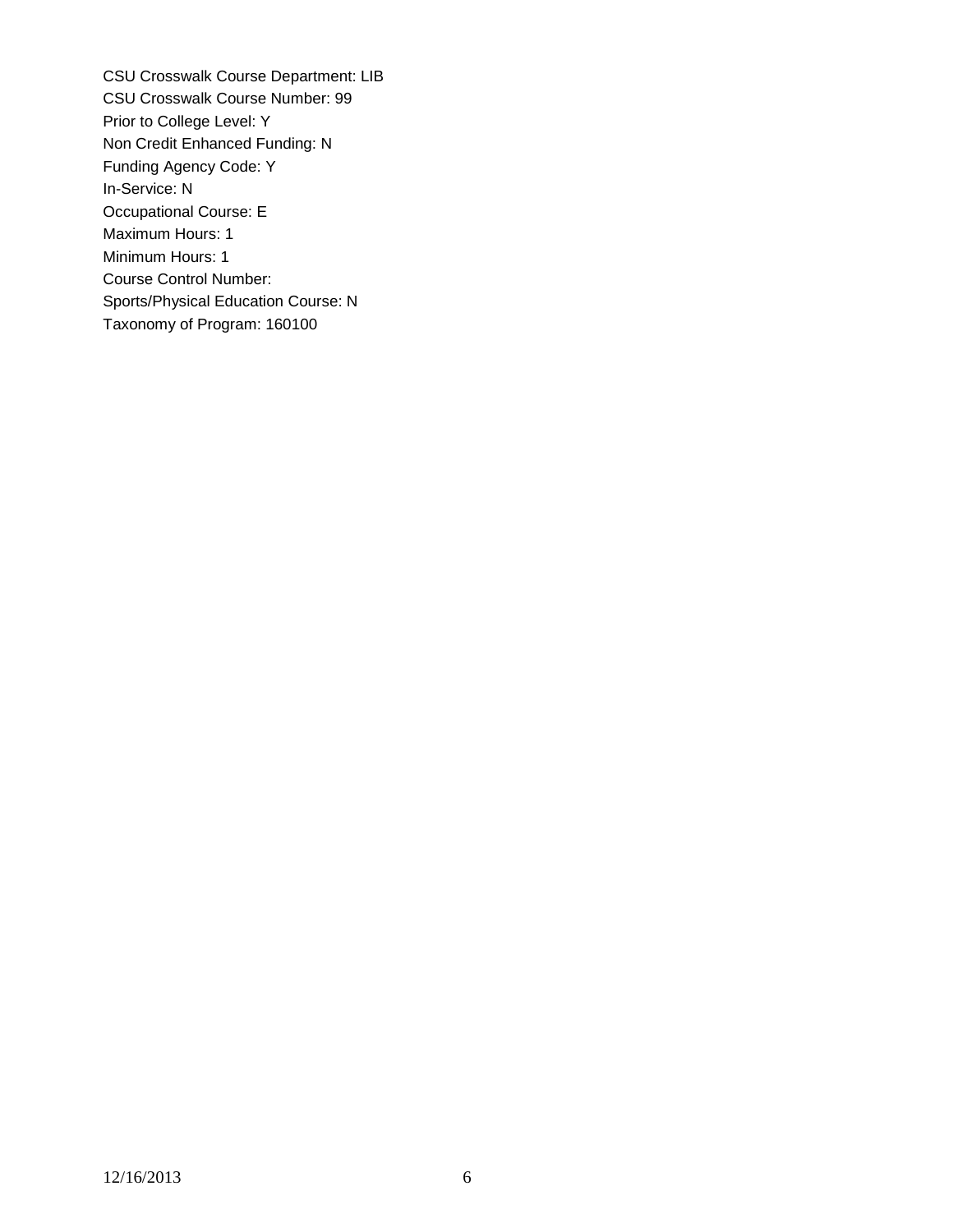CSU Crosswalk Course Department: LIB
CSU Crosswalk Course Number: 99
Prior to College Level: Y
Non Credit Enhanced Funding: N
Funding Agency Code: Y
In-Service: N
Occupational Course: E
Maximum Hours: 1
Minimum Hours: 1
Course Control Number:
Sports/Physical Education Course: N
Taxonomy of Program: 160100